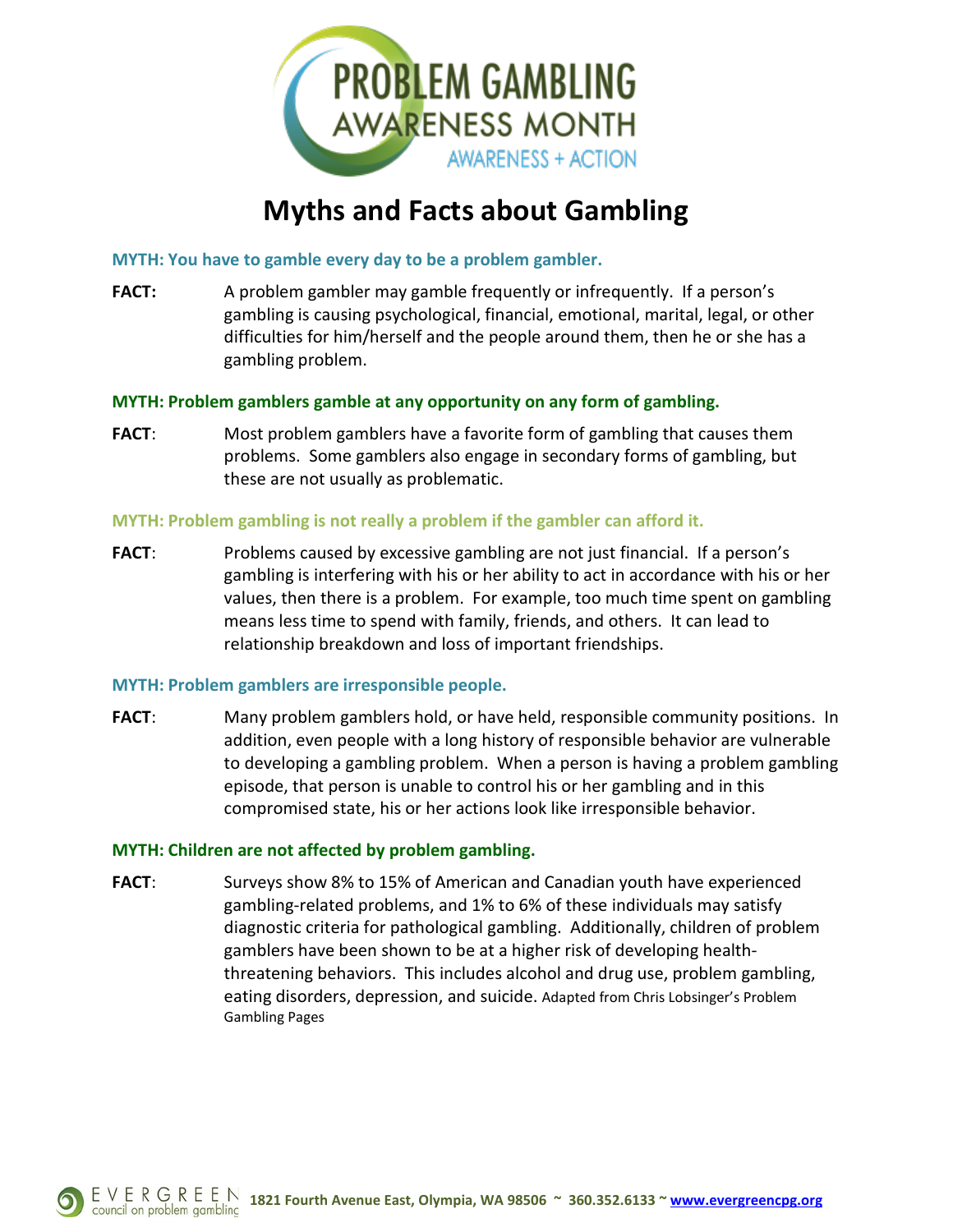PROBLEM GAMBLING
AWARENESS MONTH
AWARENESS + ACTION

# Myths and Facts about Gambling

### MYTH: You have to gamble every day to be a problem gambler.

**FACT:** A problem gambler may gamble frequently or infrequently. If a person's gambling is causing psychological, financial, emotional, marital, legal, or other difficulties for him/herself and the people around them, then he or she has a gambling problem.

### MYTH: Problem gamblers gamble at any opportunity on any form of gambling.

**FACT**: Most problem gamblers have a favorite form of gambling that causes them problems. Some gamblers also engage in secondary forms of gambling, but these are not usually as problematic.

### MYTH: Problem gambling is not really a problem if the gambler can afford it.

**FACT**: Problems caused by excessive gambling are not just financial. If a person's gambling is interfering with his or her ability to act in accordance with his or her values, then there is a problem. For example, too much time spent on gambling means less time to spend with family, friends, and others. It can lead to relationship breakdown and loss of important friendships.

### MYTH: Problem gamblers are irresponsible people.

**FACT**: Many problem gamblers hold, or have held, responsible community positions. In addition, even people with a long history of responsible behavior are vulnerable to developing a gambling problem. When a person is having a problem gambling episode, that person is unable to control his or her gambling and in this compromised state, his or her actions look like irresponsible behavior.

### MYTH: Children are not affected by problem gambling.

**FACT**: Surveys show 8% to 15% of American and Canadian youth have experienced gambling-related problems, and 1% to 6% of these individuals may satisfy diagnostic criteria for pathological gambling. Additionally, children of problem gamblers have been shown to be at a higher risk of developing health-threatening behaviors. This includes alcohol and drug use, problem gambling, eating disorders, depression, and suicide. Adapted from Chris Lobsinger's Problem Gambling Pages

EVERGREEN council on problem gambling **1821 Fourth Avenue East, Olympia, WA 98506 ~ 360.352.6133 ~ [www.evergreencpg.org](http://www.evergreencpg.org)**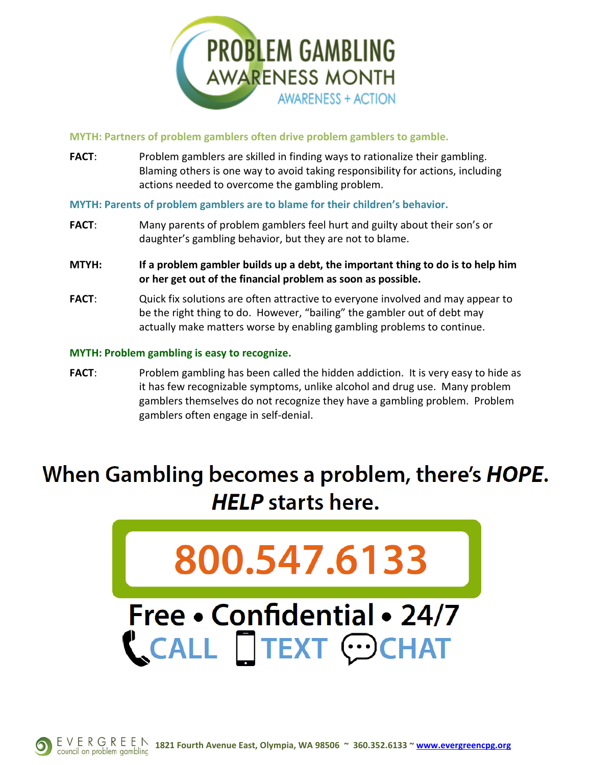# PROBLEM GAMBLING AWARENESS MONTH

AWARENESS + ACTION

**MYTH: Partners of problem gamblers often drive problem gamblers to gamble.**

**FACT**: Problem gamblers are skilled in finding ways to rationalize their gambling. Blaming others is one way to avoid taking responsibility for actions, including actions needed to overcome the gambling problem.

**MYTH: Parents of problem gamblers are to blame for their children's behavior.**

**FACT**: Many parents of problem gamblers feel hurt and guilty about their son's or daughter's gambling behavior, but they are not to blame.

**MTYH: If a problem gambler builds up a debt, the important thing to do is to help him or her get out of the financial problem as soon as possible.**

**FACT**: Quick fix solutions are often attractive to everyone involved and may appear to be the right thing to do. However, "bailing" the gambler out of debt may actually make matters worse by enabling gambling problems to continue.

**MYTH: Problem gambling is easy to recognize.**

**FACT**: Problem gambling has been called the hidden addiction. It is very easy to hide as it has few recognizable symptoms, unlike alcohol and drug use. Many problem gamblers themselves do not recognize they have a gambling problem. Problem gamblers often engage in self-denial.

## When Gambling becomes a problem, there's *HOPE*. *HELP* starts here.

# 800.547.6133

## Free • Confidential • 24/7

CALL TEXT CHAT

EVERGREEN council on problem gambling 1821 Fourth Avenue East, Olympia, WA 98506 ~ 360.352.6133 ~ www.evergreencpg.org